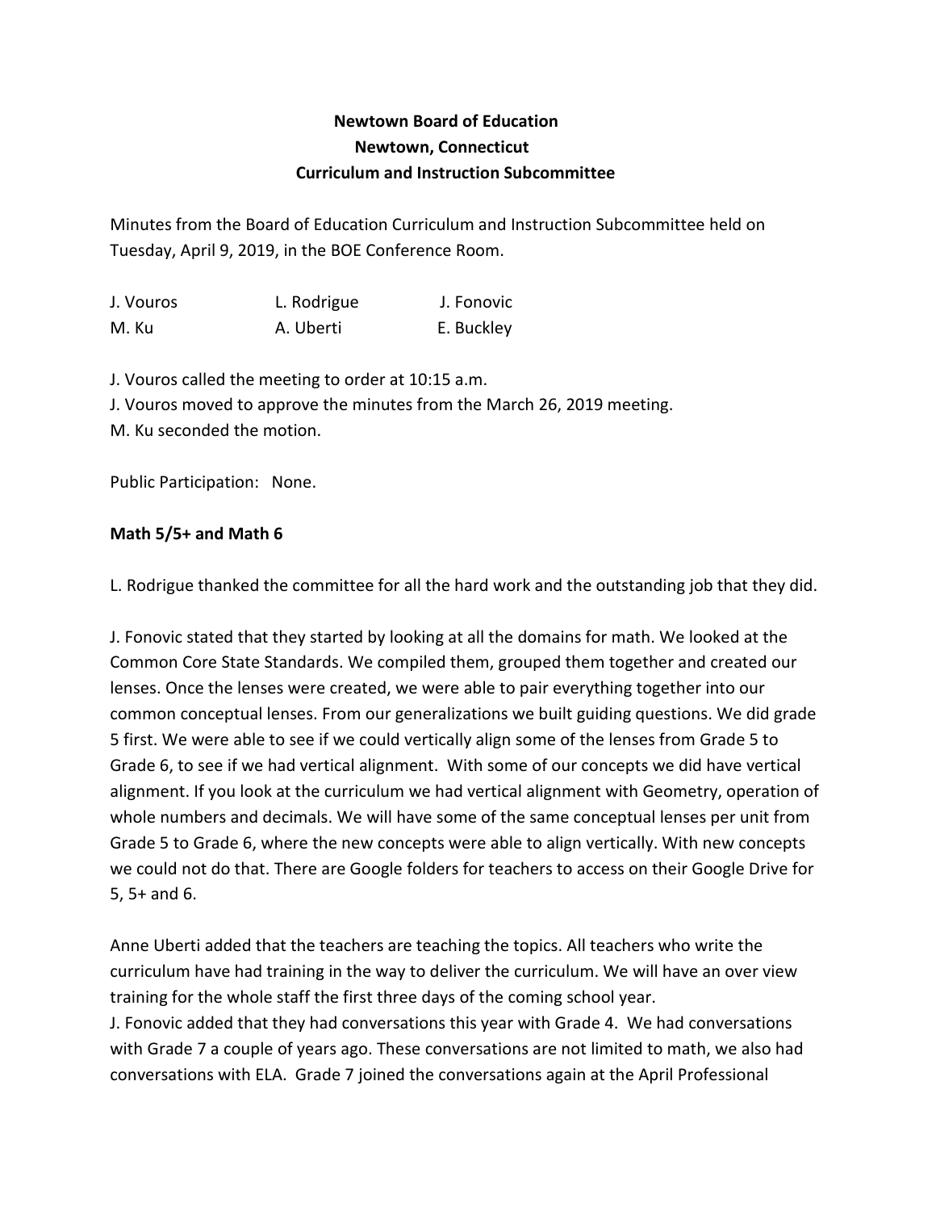**Newtown Board of Education**
**Newtown, Connecticut**
**Curriculum and Instruction Subcommittee**

Minutes from the Board of Education Curriculum and Instruction Subcommittee held on Tuesday, April 9, 2019, in the BOE Conference Room.

| J. Vouros | L. Rodrigue | J. Fonovic |
|---|---|---|
| M. Ku | A. Uberti | E. Buckley |

J. Vouros called the meeting to order at 10:15 a.m.
J. Vouros moved to approve the minutes from the March 26, 2019 meeting.
M. Ku seconded the motion.

Public Participation: None.

**Math 5/5+ and Math 6**

L. Rodrigue thanked the committee for all the hard work and the outstanding job that they did.

J. Fonovic stated that they started by looking at all the domains for math. We looked at the Common Core State Standards. We compiled them, grouped them together and created our lenses. Once the lenses were created, we were able to pair everything together into our common conceptual lenses. From our generalizations we built guiding questions. We did grade 5 first. We were able to see if we could vertically align some of the lenses from Grade 5 to Grade 6, to see if we had vertical alignment. With some of our concepts we did have vertical alignment. If you look at the curriculum we had vertical alignment with Geometry, operation of whole numbers and decimals. We will have some of the same conceptual lenses per unit from Grade 5 to Grade 6, where the new concepts were able to align vertically. With new concepts we could not do that. There are Google folders for teachers to access on their Google Drive for 5, 5+ and 6.

Anne Uberti added that the teachers are teaching the topics. All teachers who write the curriculum have had training in the way to deliver the curriculum. We will have an over view training for the whole staff the first three days of the coming school year.
J. Fonovic added that they had conversations this year with Grade 4. We had conversations with Grade 7 a couple of years ago. These conversations are not limited to math, we also had conversations with ELA. Grade 7 joined the conversations again at the April Professional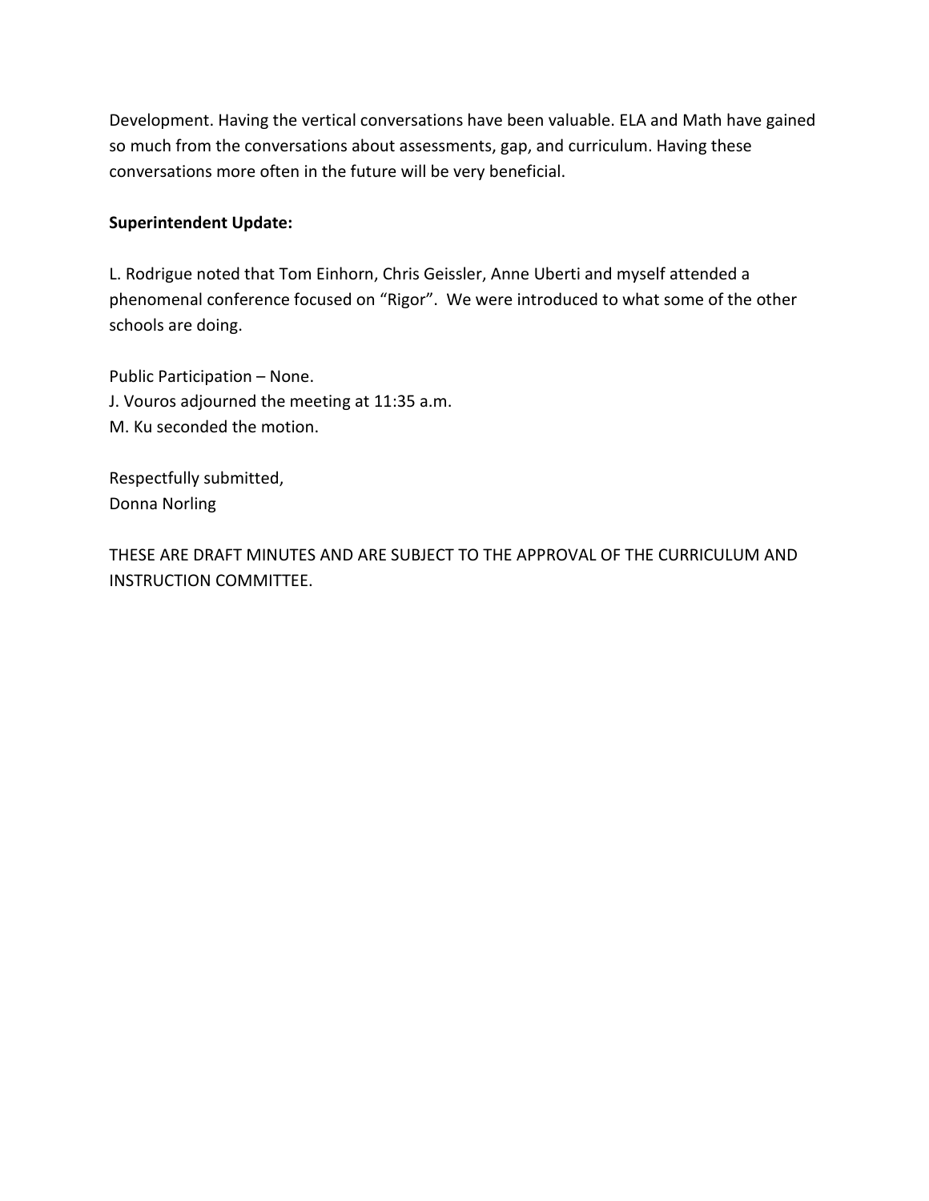Development. Having the vertical conversations have been valuable. ELA and Math have gained so much from the conversations about assessments, gap, and curriculum. Having these conversations more often in the future will be very beneficial.

**Superintendent Update:**

L. Rodrigue noted that Tom Einhorn, Chris Geissler, Anne Uberti and myself attended a phenomenal conference focused on "Rigor". We were introduced to what some of the other schools are doing.

Public Participation – None.
J. Vouros adjourned the meeting at 11:35 a.m.
M. Ku seconded the motion.

Respectfully submitted,
Donna Norling

THESE ARE DRAFT MINUTES AND ARE SUBJECT TO THE APPROVAL OF THE CURRICULUM AND INSTRUCTION COMMITTEE.